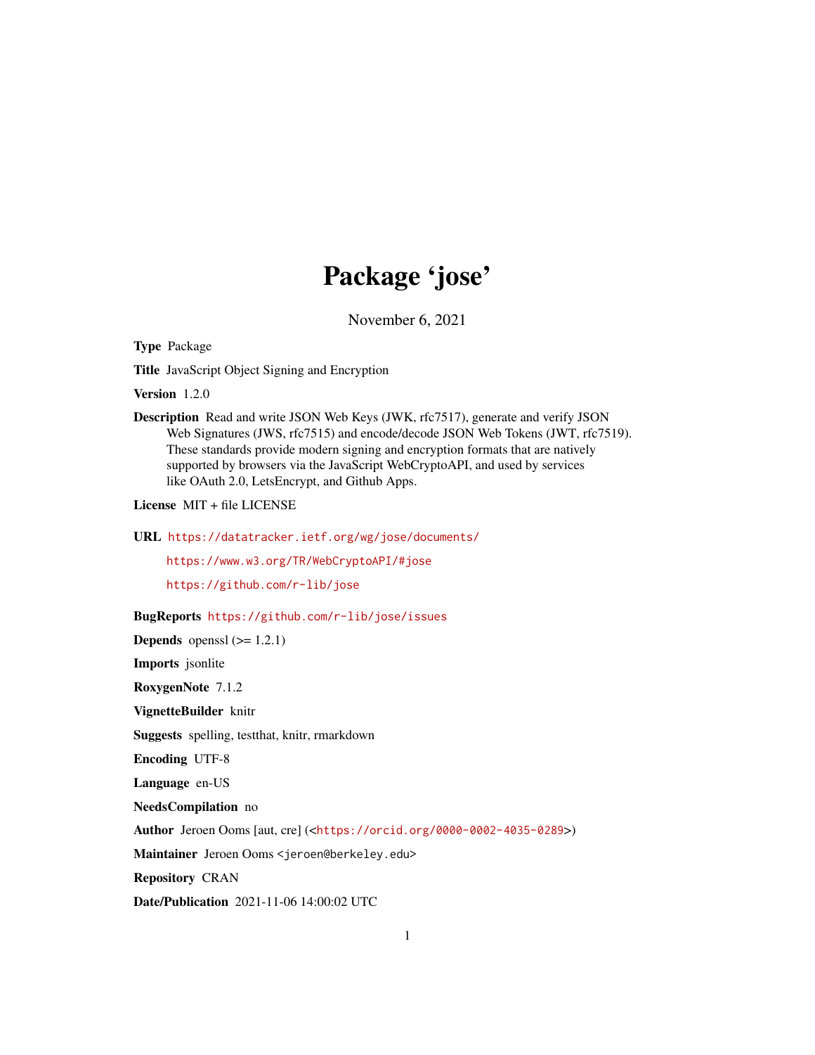# Package 'jose'

November 6, 2021

**Type** Package

**Title** JavaScript Object Signing and Encryption

**Version** 1.2.0

**Description** Read and write JSON Web Keys (JWK, rfc7517), generate and verify JSON Web Signatures (JWS, rfc7515) and encode/decode JSON Web Tokens (JWT, rfc7519). These standards provide modern signing and encryption formats that are natively supported by browsers via the JavaScript WebCryptoAPI, and used by services like OAuth 2.0, LetsEncrypt, and Github Apps.

**License** MIT + file LICENSE

**URL** https://datatracker.ietf.org/wg/jose/documents/
https://www.w3.org/TR/WebCryptoAPI/#jose
https://github.com/r-lib/jose

**BugReports** https://github.com/r-lib/jose/issues

**Depends** openssl (>= 1.2.1)

**Imports** jsonlite

**RoxygenNote** 7.1.2

**VignetteBuilder** knitr

**Suggests** spelling, testthat, knitr, rmarkdown

**Encoding** UTF-8

**Language** en-US

**NeedsCompilation** no

**Author** Jeroen Ooms [aut, cre] (<https://orcid.org/0000-0002-4035-0289>)

**Maintainer** Jeroen Ooms <jeroen@berkeley.edu>

**Repository** CRAN

**Date/Publication** 2021-11-06 14:00:02 UTC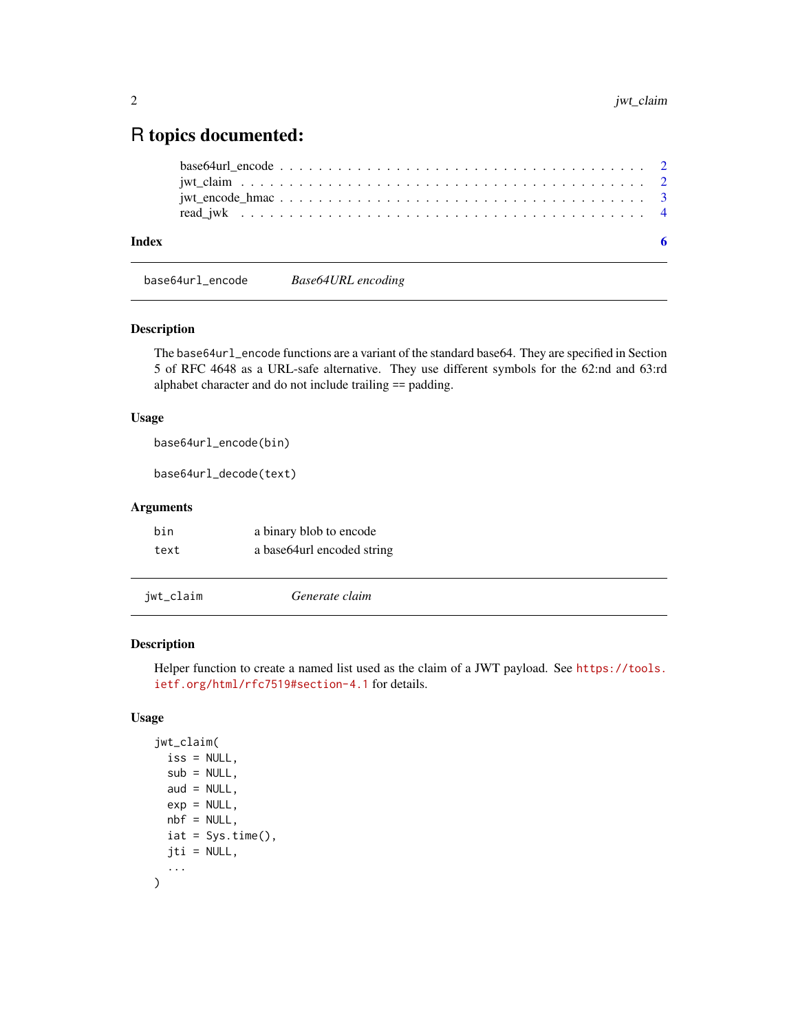# R topics documented:

base64url_encode . . . . . . . . . . . . . . . . . . . . . . . . . . . . . . . . . . 2
jwt_claim . . . . . . . . . . . . . . . . . . . . . . . . . . . . . . . . . . . . . . 2
jwt_encode_hmac . . . . . . . . . . . . . . . . . . . . . . . . . . . . . . . . . . 3
read_jwk . . . . . . . . . . . . . . . . . . . . . . . . . . . . . . . . . . . . . . 4

**Index** 6

---

## base64url_encode — *Base64URL encoding*

### Description

The base64url_encode functions are a variant of the standard base64. They are specified in Section 5 of RFC 4648 as a URL-safe alternative. They use different symbols for the 62:nd and 63:rd alphabet character and do not include trailing == padding.

### Usage

```
base64url_encode(bin)

base64url_decode(text)
```

### Arguments

| | |
|---|---|
| bin | a binary blob to encode |
| text | a base64url encoded string |

---

## jwt_claim — *Generate claim*

### Description

Helper function to create a named list used as the claim of a JWT payload. See https://tools.ietf.org/html/rfc7519#section-4.1 for details.

### Usage

```
jwt_claim(
  iss = NULL,
  sub = NULL,
  aud = NULL,
  exp = NULL,
  nbf = NULL,
  iat = Sys.time(),
  jti = NULL,
  ...
)
```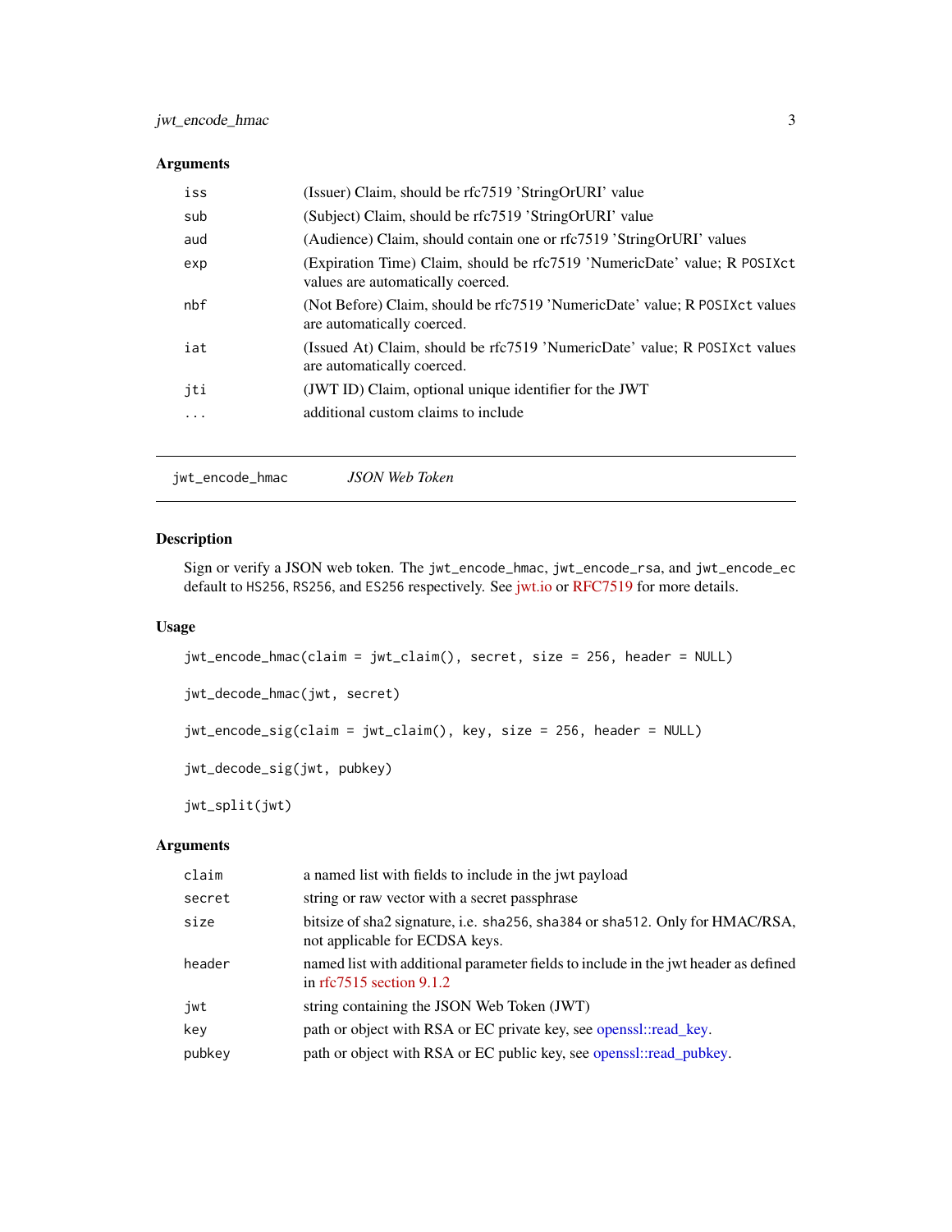## Arguments

| | |
|---|---|
| iss | (Issuer) Claim, should be rfc7519 'StringOrURI' value |
| sub | (Subject) Claim, should be rfc7519 'StringOrURI' value |
| aud | (Audience) Claim, should contain one or rfc7519 'StringOrURI' values |
| exp | (Expiration Time) Claim, should be rfc7519 'NumericDate' value; R POSIXct values are automatically coerced. |
| nbf | (Not Before) Claim, should be rfc7519 'NumericDate' value; R POSIXct values are automatically coerced. |
| iat | (Issued At) Claim, should be rfc7519 'NumericDate' value; R POSIXct values are automatically coerced. |
| jti | (JWT ID) Claim, optional unique identifier for the JWT |
| ... | additional custom claims to include |

---

jwt_encode_hmac *JSON Web Token*

---

## Description

Sign or verify a JSON web token. The jwt_encode_hmac, jwt_encode_rsa, and jwt_encode_ec default to HS256, RS256, and ES256 respectively. See jwt.io or RFC7519 for more details.

## Usage

```
jwt_encode_hmac(claim = jwt_claim(), secret, size = 256, header = NULL)

jwt_decode_hmac(jwt, secret)

jwt_encode_sig(claim = jwt_claim(), key, size = 256, header = NULL)

jwt_decode_sig(jwt, pubkey)

jwt_split(jwt)
```

## Arguments

| | |
|---|---|
| claim | a named list with fields to include in the jwt payload |
| secret | string or raw vector with a secret passphrase |
| size | bitsize of sha2 signature, i.e. sha256, sha384 or sha512. Only for HMAC/RSA, not applicable for ECDSA keys. |
| header | named list with additional parameter fields to include in the jwt header as defined in rfc7515 section 9.1.2 |
| jwt | string containing the JSON Web Token (JWT) |
| key | path or object with RSA or EC private key, see openssl::read_key. |
| pubkey | path or object with RSA or EC public key, see openssl::read_pubkey. |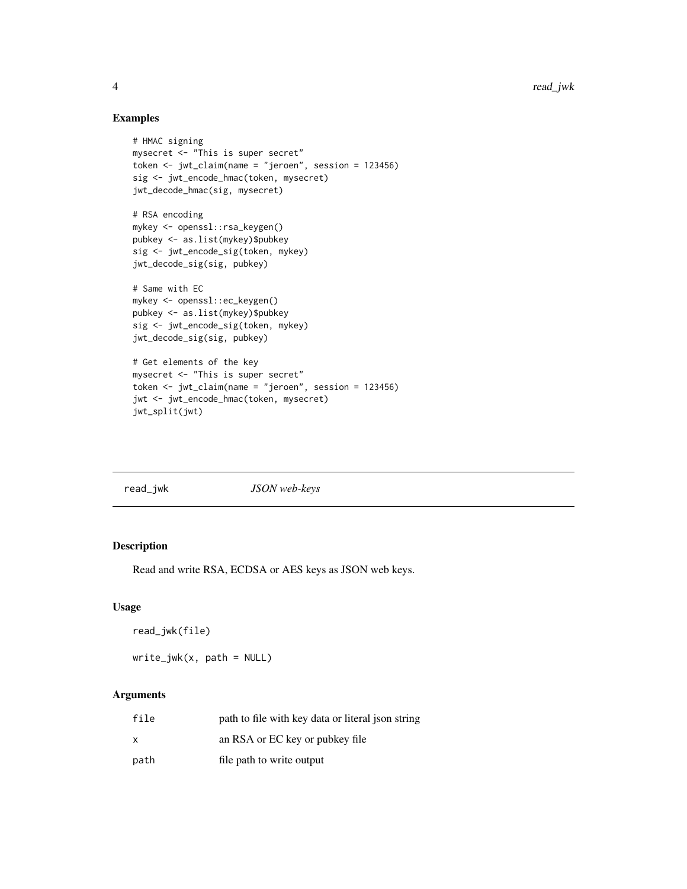## Examples

```
# HMAC signing
mysecret <- "This is super secret"
token <- jwt_claim(name = "jeroen", session = 123456)
sig <- jwt_encode_hmac(token, mysecret)
jwt_decode_hmac(sig, mysecret)

# RSA encoding
mykey <- openssl::rsa_keygen()
pubkey <- as.list(mykey)$pubkey
sig <- jwt_encode_sig(token, mykey)
jwt_decode_sig(sig, pubkey)

# Same with EC
mykey <- openssl::ec_keygen()
pubkey <- as.list(mykey)$pubkey
sig <- jwt_encode_sig(token, mykey)
jwt_decode_sig(sig, pubkey)

# Get elements of the key
mysecret <- "This is super secret"
token <- jwt_claim(name = "jeroen", session = 123456)
jwt <- jwt_encode_hmac(token, mysecret)
jwt_split(jwt)
```

---

# read_jwk *JSON web-keys*

---

## Description

Read and write RSA, ECDSA or AES keys as JSON web keys.

## Usage

```
read_jwk(file)

write_jwk(x, path = NULL)
```

## Arguments

| | |
|---|---|
| file | path to file with key data or literal json string |
| x | an RSA or EC key or pubkey file |
| path | file path to write output |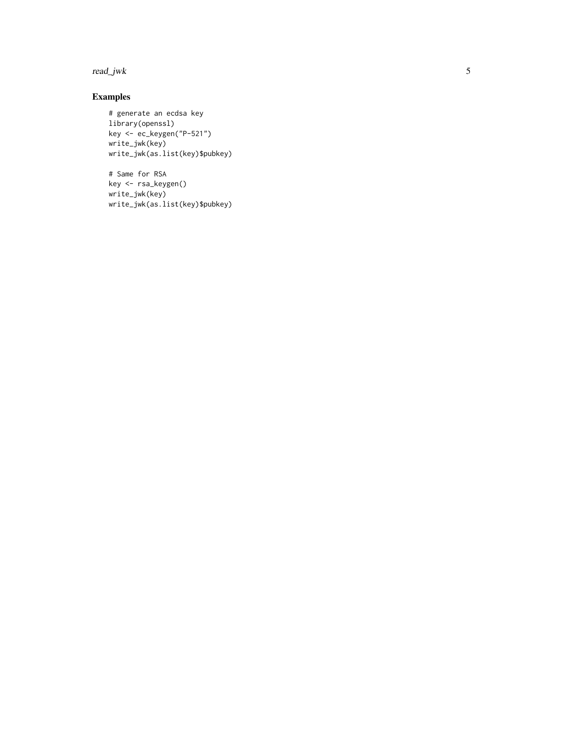## Examples

```
# generate an ecdsa key
library(openssl)
key <- ec_keygen("P-521")
write_jwk(key)
write_jwk(as.list(key)$pubkey)

# Same for RSA
key <- rsa_keygen()
write_jwk(key)
write_jwk(as.list(key)$pubkey)
```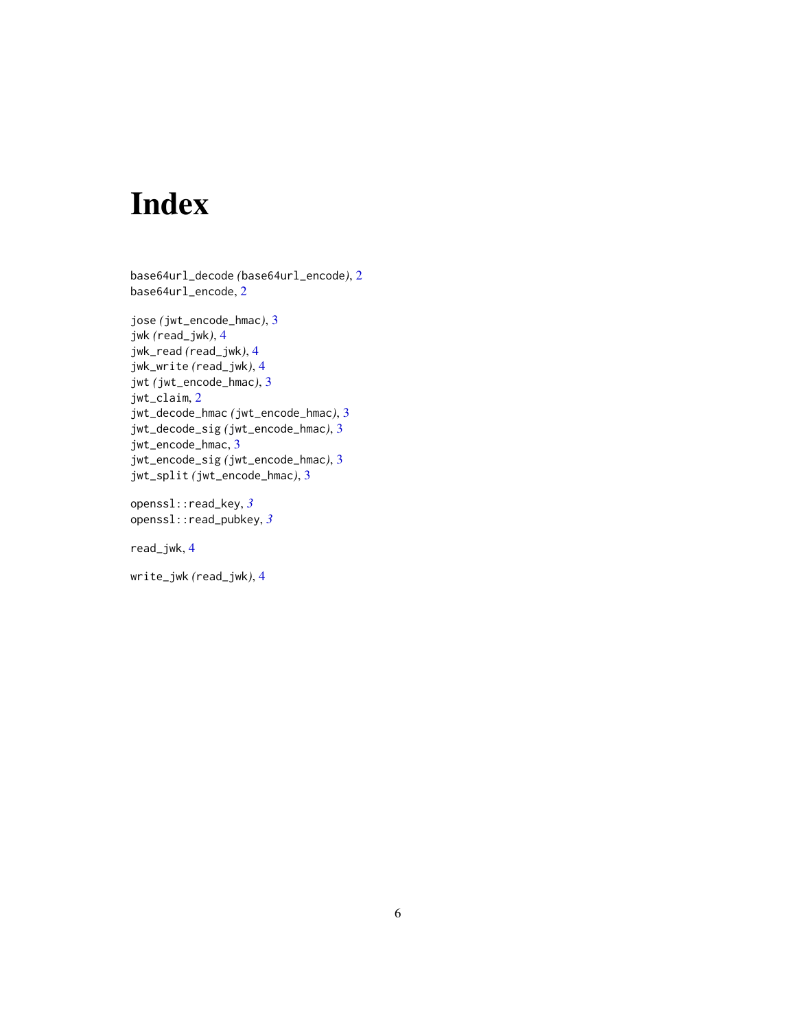# Index

base64url_decode (base64url_encode), 2
base64url_encode, 2

jose (jwt_encode_hmac), 3
jwk (read_jwk), 4
jwk_read (read_jwk), 4
jwk_write (read_jwk), 4
jwt (jwt_encode_hmac), 3
jwt_claim, 2
jwt_decode_hmac (jwt_encode_hmac), 3
jwt_decode_sig (jwt_encode_hmac), 3
jwt_encode_hmac, 3
jwt_encode_sig (jwt_encode_hmac), 3
jwt_split (jwt_encode_hmac), 3

openssl::read_key, *3*
openssl::read_pubkey, *3*

read_jwk, 4

write_jwk (read_jwk), 4